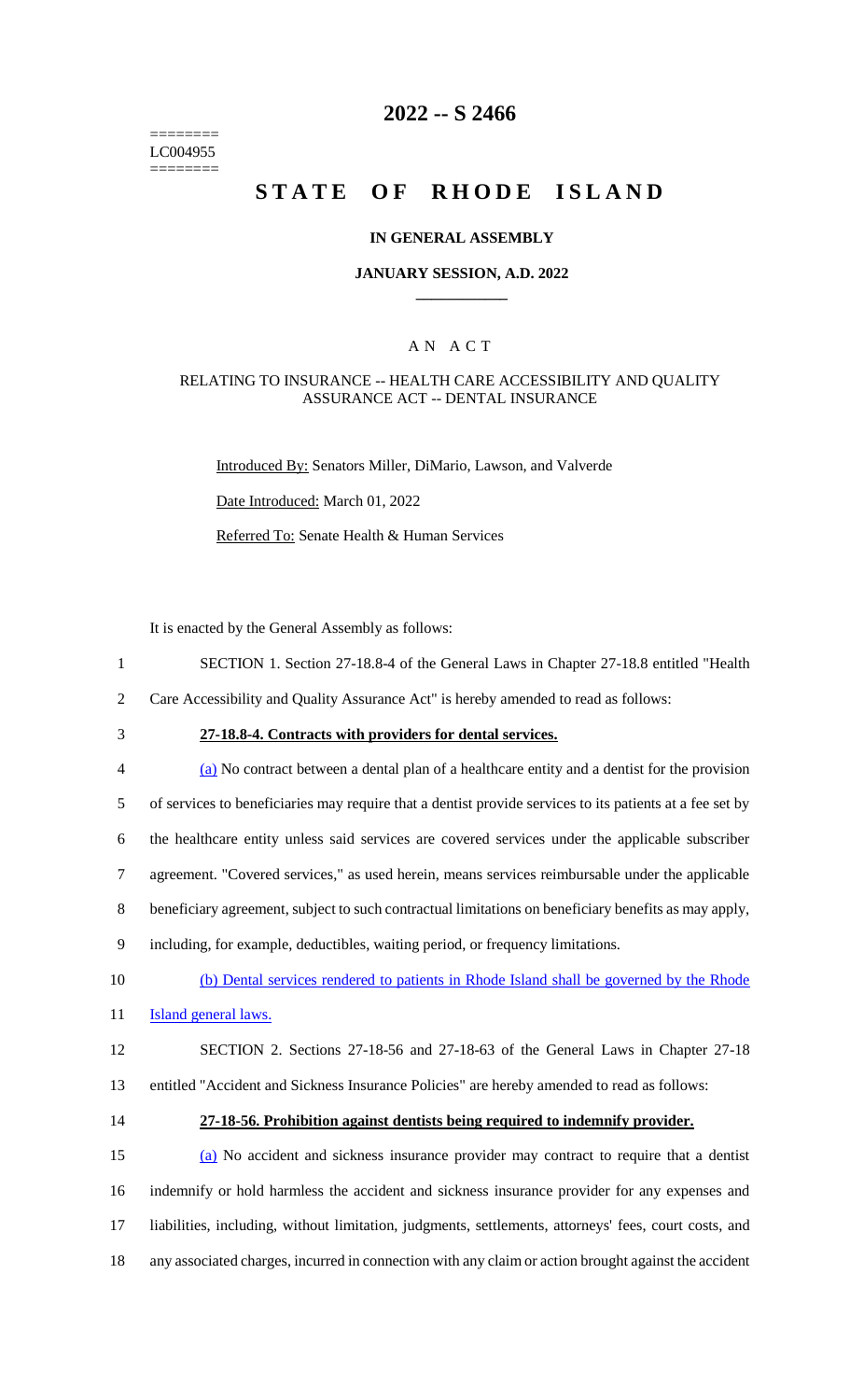========
LC004955
========

# 2022 -- S 2466

# STATE OF RHODE ISLAND

## IN GENERAL ASSEMBLY

### JANUARY SESSION, A.D. 2022

---

## A N A C T

### RELATING TO INSURANCE -- HEALTH CARE ACCESSIBILITY AND QUALITY ASSURANCE ACT -- DENTAL INSURANCE

Introduced By: Senators Miller, DiMario, Lawson, and Valverde

Date Introduced: March 01, 2022

Referred To: Senate Health & Human Services

It is enacted by the General Assembly as follows:

1 SECTION 1. Section 27-18.8-4 of the General Laws in Chapter 27-18.8 entitled "Health
2 Care Accessibility and Quality Assurance Act" is hereby amended to read as follows:

3 **27-18.8-4. Contracts with providers for dental services.**

4 (a) No contract between a dental plan of a healthcare entity and a dentist for the provision
5 of services to beneficiaries may require that a dentist provide services to its patients at a fee set by
6 the healthcare entity unless said services are covered services under the applicable subscriber
7 agreement. "Covered services," as used herein, means services reimbursable under the applicable
8 beneficiary agreement, subject to such contractual limitations on beneficiary benefits as may apply,
9 including, for example, deductibles, waiting period, or frequency limitations.

10 (b) Dental services rendered to patients in Rhode Island shall be governed by the Rhode
11 Island general laws.

12 SECTION 2. Sections 27-18-56 and 27-18-63 of the General Laws in Chapter 27-18
13 entitled "Accident and Sickness Insurance Policies" are hereby amended to read as follows:

14 **27-18-56. Prohibition against dentists being required to indemnify provider.**

15 (a) No accident and sickness insurance provider may contract to require that a dentist
16 indemnify or hold harmless the accident and sickness insurance provider for any expenses and
17 liabilities, including, without limitation, judgments, settlements, attorneys' fees, court costs, and
18 any associated charges, incurred in connection with any claim or action brought against the accident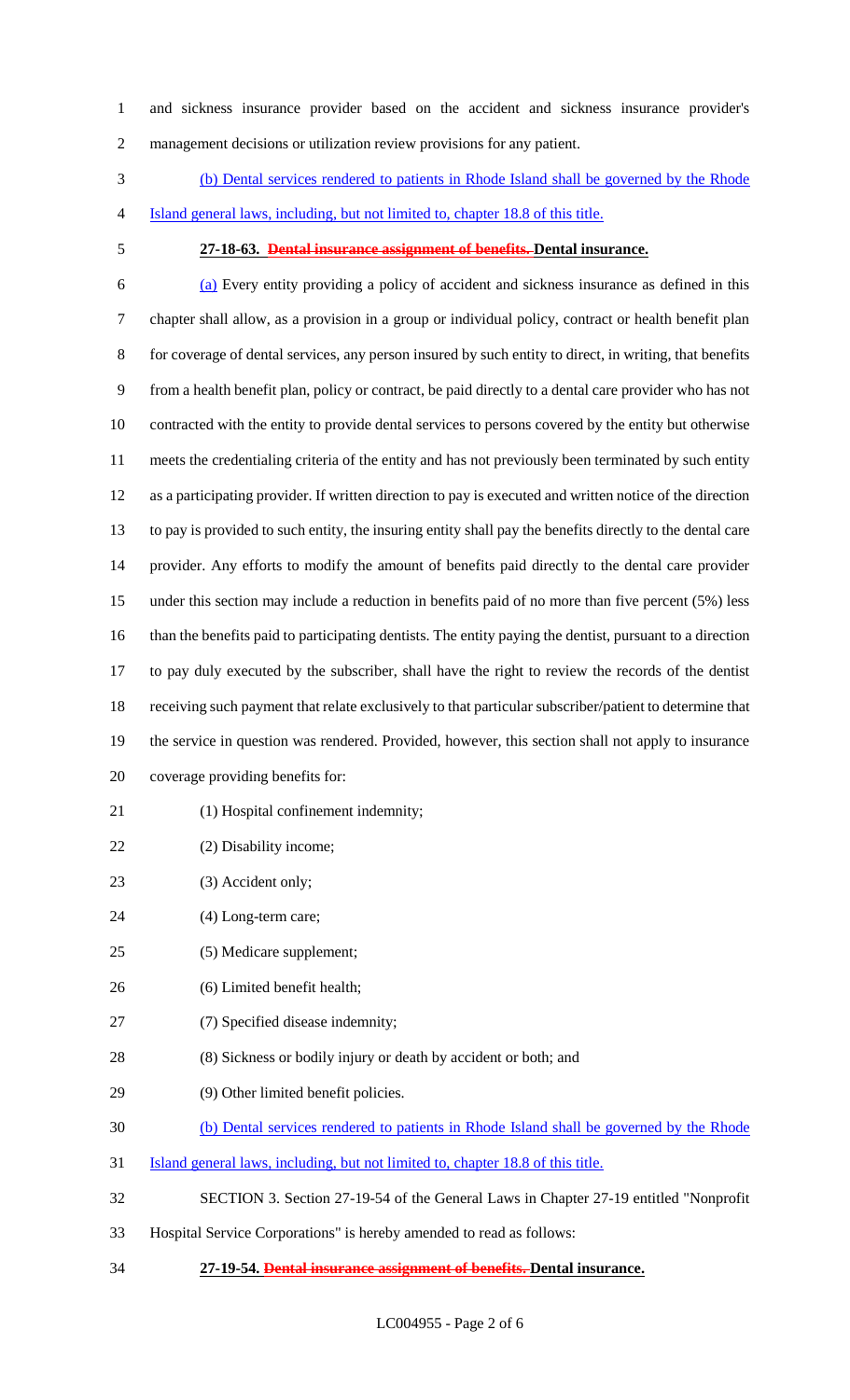and sickness insurance provider based on the accident and sickness insurance provider's management decisions or utilization review provisions for any patient.

(b) Dental services rendered to patients in Rhode Island shall be governed by the Rhode Island general laws, including, but not limited to, chapter 18.8 of this title.

**27-18-63. ~~Dental insurance assignment of benefits.~~ Dental insurance.**

(a) Every entity providing a policy of accident and sickness insurance as defined in this chapter shall allow, as a provision in a group or individual policy, contract or health benefit plan for coverage of dental services, any person insured by such entity to direct, in writing, that benefits from a health benefit plan, policy or contract, be paid directly to a dental care provider who has not contracted with the entity to provide dental services to persons covered by the entity but otherwise meets the credentialing criteria of the entity and has not previously been terminated by such entity as a participating provider. If written direction to pay is executed and written notice of the direction to pay is provided to such entity, the insuring entity shall pay the benefits directly to the dental care provider. Any efforts to modify the amount of benefits paid directly to the dental care provider under this section may include a reduction in benefits paid of no more than five percent (5%) less than the benefits paid to participating dentists. The entity paying the dentist, pursuant to a direction to pay duly executed by the subscriber, shall have the right to review the records of the dentist receiving such payment that relate exclusively to that particular subscriber/patient to determine that the service in question was rendered. Provided, however, this section shall not apply to insurance coverage providing benefits for:

(1) Hospital confinement indemnity;

(2) Disability income;

(3) Accident only;

(4) Long-term care;

(5) Medicare supplement;

(6) Limited benefit health;

(7) Specified disease indemnity;

(8) Sickness or bodily injury or death by accident or both; and

(9) Other limited benefit policies.

(b) Dental services rendered to patients in Rhode Island shall be governed by the Rhode Island general laws, including, but not limited to, chapter 18.8 of this title.

SECTION 3. Section 27-19-54 of the General Laws in Chapter 27-19 entitled "Nonprofit Hospital Service Corporations" is hereby amended to read as follows:

**27-19-54. ~~Dental insurance assignment of benefits.~~ Dental insurance.**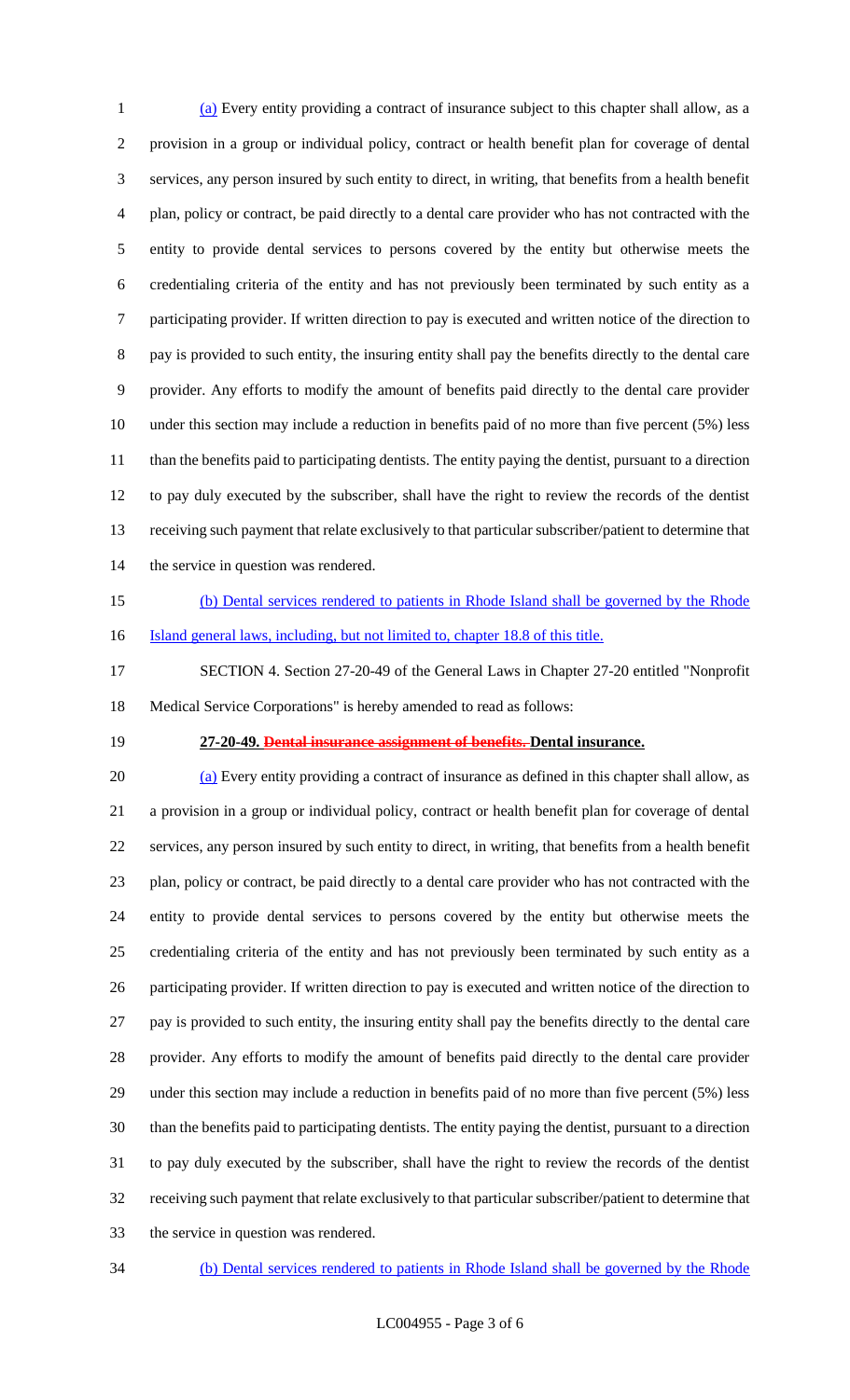(a) Every entity providing a contract of insurance subject to this chapter shall allow, as a provision in a group or individual policy, contract or health benefit plan for coverage of dental services, any person insured by such entity to direct, in writing, that benefits from a health benefit plan, policy or contract, be paid directly to a dental care provider who has not contracted with the entity to provide dental services to persons covered by the entity but otherwise meets the credentialing criteria of the entity and has not previously been terminated by such entity as a participating provider. If written direction to pay is executed and written notice of the direction to pay is provided to such entity, the insuring entity shall pay the benefits directly to the dental care provider. Any efforts to modify the amount of benefits paid directly to the dental care provider under this section may include a reduction in benefits paid of no more than five percent (5%) less than the benefits paid to participating dentists. The entity paying the dentist, pursuant to a direction to pay duly executed by the subscriber, shall have the right to review the records of the dentist receiving such payment that relate exclusively to that particular subscriber/patient to determine that the service in question was rendered.

(b) Dental services rendered to patients in Rhode Island shall be governed by the Rhode Island general laws, including, but not limited to, chapter 18.8 of this title.

SECTION 4. Section 27-20-49 of the General Laws in Chapter 27-20 entitled "Nonprofit Medical Service Corporations" is hereby amended to read as follows:

**27-20-49. ~~Dental insurance assignment of benefits.~~ Dental insurance.**

(a) Every entity providing a contract of insurance as defined in this chapter shall allow, as a provision in a group or individual policy, contract or health benefit plan for coverage of dental services, any person insured by such entity to direct, in writing, that benefits from a health benefit plan, policy or contract, be paid directly to a dental care provider who has not contracted with the entity to provide dental services to persons covered by the entity but otherwise meets the credentialing criteria of the entity and has not previously been terminated by such entity as a participating provider. If written direction to pay is executed and written notice of the direction to pay is provided to such entity, the insuring entity shall pay the benefits directly to the dental care provider. Any efforts to modify the amount of benefits paid directly to the dental care provider under this section may include a reduction in benefits paid of no more than five percent (5%) less than the benefits paid to participating dentists. The entity paying the dentist, pursuant to a direction to pay duly executed by the subscriber, shall have the right to review the records of the dentist receiving such payment that relate exclusively to that particular subscriber/patient to determine that the service in question was rendered.

(b) Dental services rendered to patients in Rhode Island shall be governed by the Rhode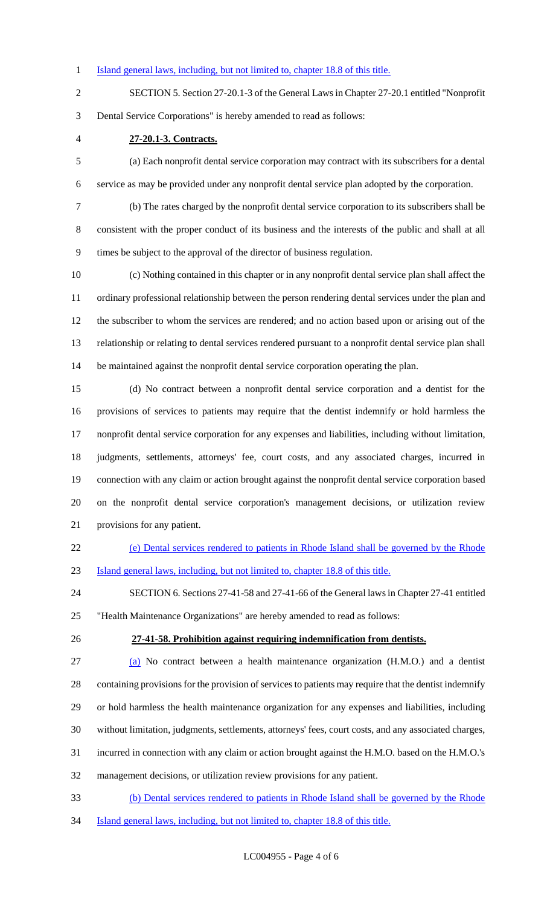Island general laws, including, but not limited to, chapter 18.8 of this title.

SECTION 5. Section 27-20.1-3 of the General Laws in Chapter 27-20.1 entitled "Nonprofit Dental Service Corporations" is hereby amended to read as follows:

**27-20.1-3. Contracts.**

(a) Each nonprofit dental service corporation may contract with its subscribers for a dental service as may be provided under any nonprofit dental service plan adopted by the corporation.

(b) The rates charged by the nonprofit dental service corporation to its subscribers shall be consistent with the proper conduct of its business and the interests of the public and shall at all times be subject to the approval of the director of business regulation.

(c) Nothing contained in this chapter or in any nonprofit dental service plan shall affect the ordinary professional relationship between the person rendering dental services under the plan and the subscriber to whom the services are rendered; and no action based upon or arising out of the relationship or relating to dental services rendered pursuant to a nonprofit dental service plan shall be maintained against the nonprofit dental service corporation operating the plan.

(d) No contract between a nonprofit dental service corporation and a dentist for the provisions of services to patients may require that the dentist indemnify or hold harmless the nonprofit dental service corporation for any expenses and liabilities, including without limitation, judgments, settlements, attorneys' fee, court costs, and any associated charges, incurred in connection with any claim or action brought against the nonprofit dental service corporation based on the nonprofit dental service corporation's management decisions, or utilization review provisions for any patient.

(e) Dental services rendered to patients in Rhode Island shall be governed by the Rhode Island general laws, including, but not limited to, chapter 18.8 of this title.

SECTION 6. Sections 27-41-58 and 27-41-66 of the General laws in Chapter 27-41 entitled "Health Maintenance Organizations" are hereby amended to read as follows:

**27-41-58. Prohibition against requiring indemnification from dentists.**

(a) No contract between a health maintenance organization (H.M.O.) and a dentist containing provisions for the provision of services to patients may require that the dentist indemnify or hold harmless the health maintenance organization for any expenses and liabilities, including without limitation, judgments, settlements, attorneys' fees, court costs, and any associated charges, incurred in connection with any claim or action brought against the H.M.O. based on the H.M.O.'s management decisions, or utilization review provisions for any patient.

(b) Dental services rendered to patients in Rhode Island shall be governed by the Rhode Island general laws, including, but not limited to, chapter 18.8 of this title.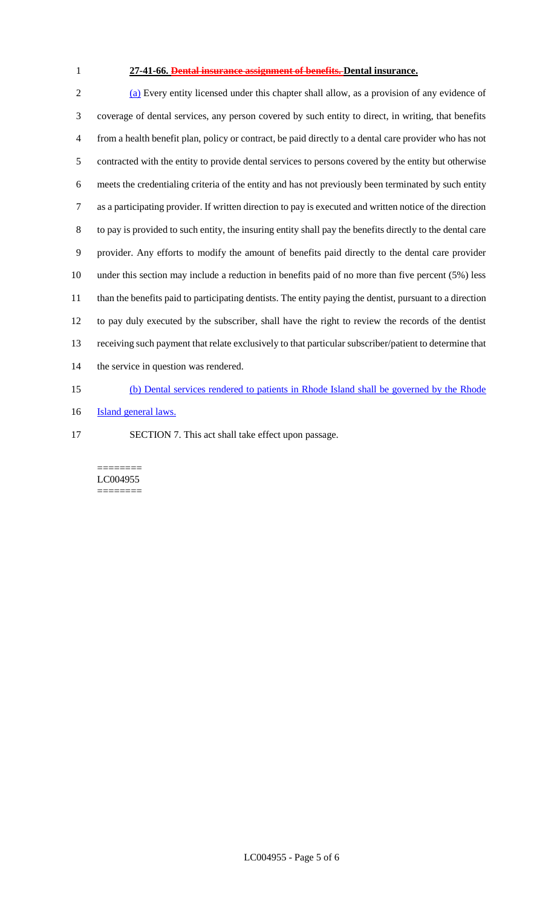**27-41-66. ~~Dental insurance assignment of benefits.~~ Dental insurance.**

(a) Every entity licensed under this chapter shall allow, as a provision of any evidence of coverage of dental services, any person covered by such entity to direct, in writing, that benefits from a health benefit plan, policy or contract, be paid directly to a dental care provider who has not contracted with the entity to provide dental services to persons covered by the entity but otherwise meets the credentialing criteria of the entity and has not previously been terminated by such entity as a participating provider. If written direction to pay is executed and written notice of the direction to pay is provided to such entity, the insuring entity shall pay the benefits directly to the dental care provider. Any efforts to modify the amount of benefits paid directly to the dental care provider under this section may include a reduction in benefits paid of no more than five percent (5%) less than the benefits paid to participating dentists. The entity paying the dentist, pursuant to a direction to pay duly executed by the subscriber, shall have the right to review the records of the dentist receiving such payment that relate exclusively to that particular subscriber/patient to determine that the service in question was rendered.

(b) Dental services rendered to patients in Rhode Island shall be governed by the Rhode Island general laws.

SECTION 7. This act shall take effect upon passage.

========
LC004955
========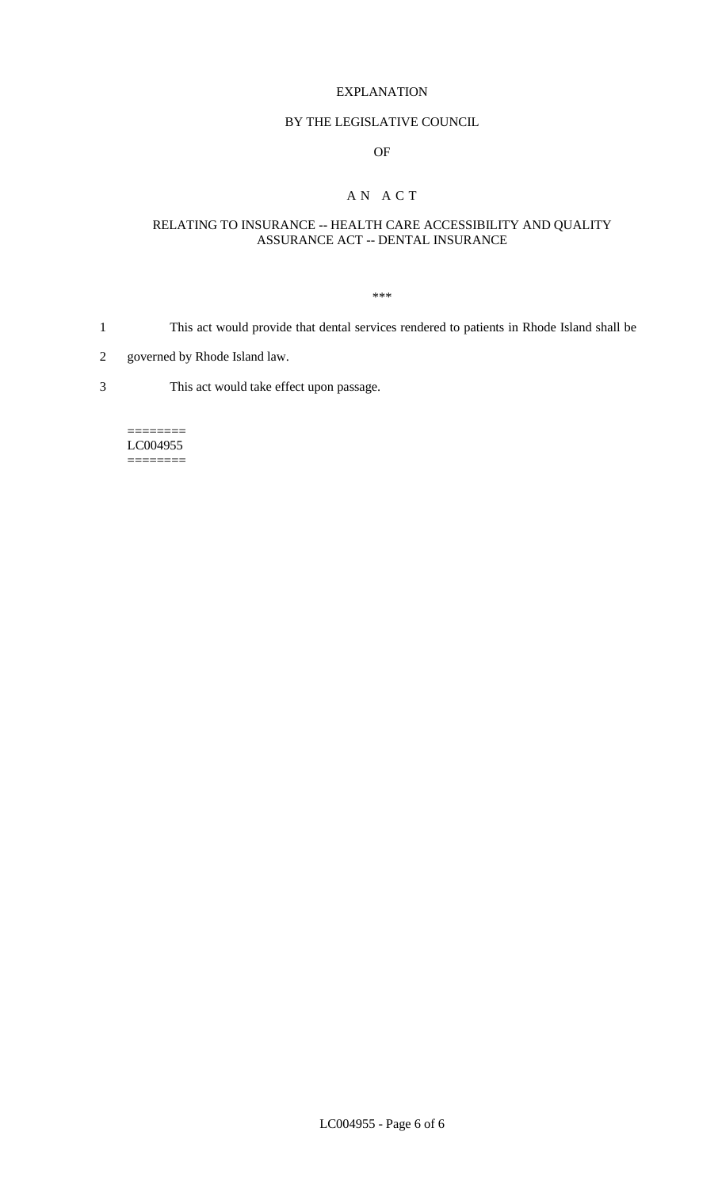EXPLANATION

BY THE LEGISLATIVE COUNCIL

OF

# A N A C T

RELATING TO INSURANCE -- HEALTH CARE ACCESSIBILITY AND QUALITY ASSURANCE ACT -- DENTAL INSURANCE

\*\*\*

1 This act would provide that dental services rendered to patients in Rhode Island shall be

2 governed by Rhode Island law.

3 This act would take effect upon passage.

========
LC004955
========